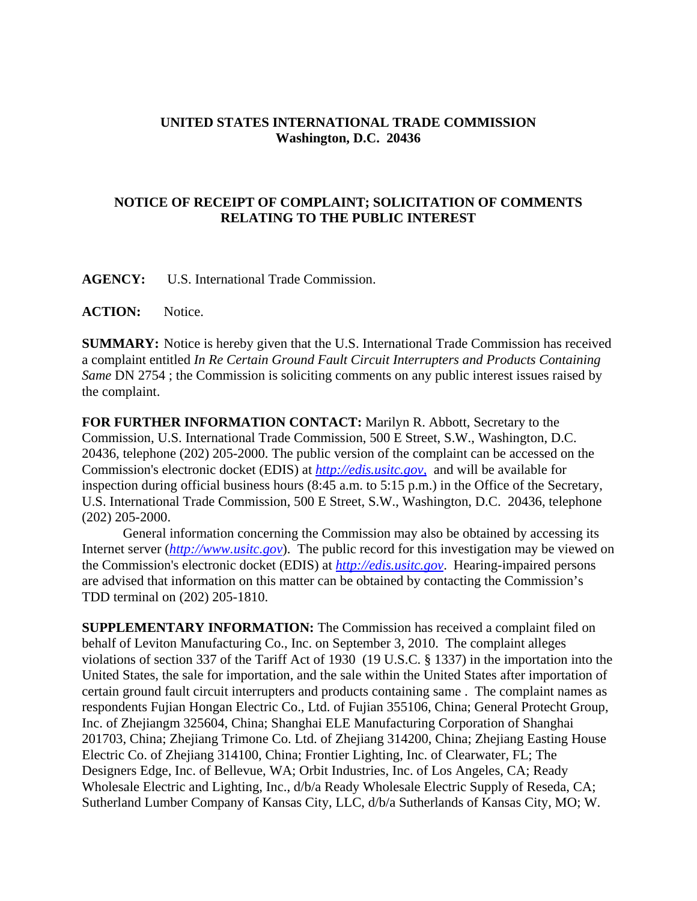**UNITED STATES INTERNATIONAL TRADE COMMISSION**
**Washington, D.C. 20436**

## NOTICE OF RECEIPT OF COMPLAINT; SOLICITATION OF COMMENTS RELATING TO THE PUBLIC INTEREST

**AGENCY:** U.S. International Trade Commission.

**ACTION:** Notice.

**SUMMARY:** Notice is hereby given that the U.S. International Trade Commission has received a complaint entitled *In Re Certain Ground Fault Circuit Interrupters and Products Containing Same* DN 2754 ; the Commission is soliciting comments on any public interest issues raised by the complaint.

**FOR FURTHER INFORMATION CONTACT:** Marilyn R. Abbott, Secretary to the Commission, U.S. International Trade Commission, 500 E Street, S.W., Washington, D.C. 20436, telephone (202) 205-2000. The public version of the complaint can be accessed on the Commission's electronic docket (EDIS) at *http://edis.usitc.gov*, and will be available for inspection during official business hours (8:45 a.m. to 5:15 p.m.) in the Office of the Secretary, U.S. International Trade Commission, 500 E Street, S.W., Washington, D.C. 20436, telephone (202) 205-2000.

General information concerning the Commission may also be obtained by accessing its Internet server (*http://www.usitc.gov*). The public record for this investigation may be viewed on the Commission's electronic docket (EDIS) at *http://edis.usitc.gov*. Hearing-impaired persons are advised that information on this matter can be obtained by contacting the Commission's TDD terminal on (202) 205-1810.

**SUPPLEMENTARY INFORMATION:** The Commission has received a complaint filed on behalf of Leviton Manufacturing Co., Inc. on September 3, 2010. The complaint alleges violations of section 337 of the Tariff Act of 1930 (19 U.S.C. § 1337) in the importation into the United States, the sale for importation, and the sale within the United States after importation of certain ground fault circuit interrupters and products containing same . The complaint names as respondents Fujian Hongan Electric Co., Ltd. of Fujian 355106, China; General Protecht Group, Inc. of Zhejiangm 325604, China; Shanghai ELE Manufacturing Corporation of Shanghai 201703, China; Zhejiang Trimone Co. Ltd. of Zhejiang 314200, China; Zhejiang Easting House Electric Co. of Zhejiang 314100, China; Frontier Lighting, Inc. of Clearwater, FL; The Designers Edge, Inc. of Bellevue, WA; Orbit Industries, Inc. of Los Angeles, CA; Ready Wholesale Electric and Lighting, Inc., d/b/a Ready Wholesale Electric Supply of Reseda, CA; Sutherland Lumber Company of Kansas City, LLC, d/b/a Sutherlands of Kansas City, MO; W.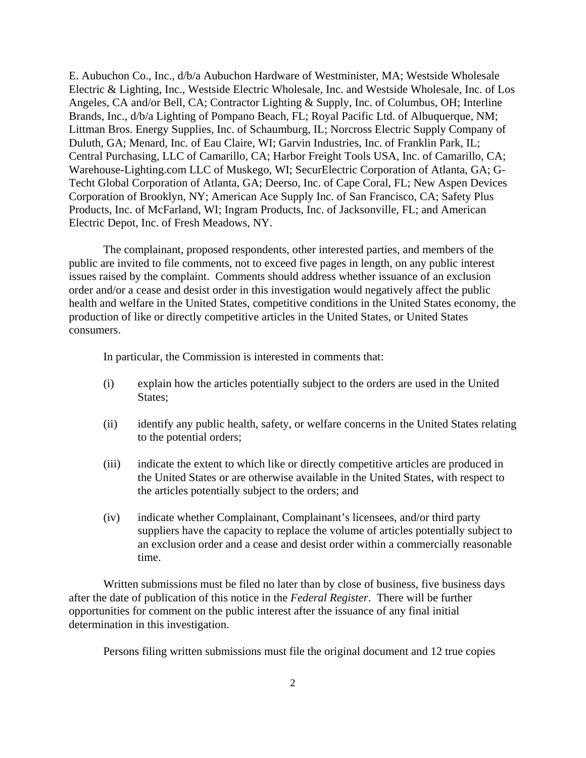E. Aubuchon Co., Inc., d/b/a Aubuchon Hardware of Westminister, MA; Westside Wholesale Electric & Lighting, Inc., Westside Electric Wholesale, Inc. and Westside Wholesale, Inc. of Los Angeles, CA and/or Bell, CA; Contractor Lighting & Supply, Inc. of Columbus, OH; Interline Brands, Inc., d/b/a Lighting of Pompano Beach, FL; Royal Pacific Ltd. of Albuquerque, NM; Littman Bros. Energy Supplies, Inc. of Schaumburg, IL; Norcross Electric Supply Company of Duluth, GA; Menard, Inc. of Eau Claire, WI; Garvin Industries, Inc. of Franklin Park, IL; Central Purchasing, LLC of Camarillo, CA; Harbor Freight Tools USA, Inc. of Camarillo, CA; Warehouse-Lighting.com LLC of Muskego, WI; SecurElectric Corporation of Atlanta, GA; G-Techt Global Corporation of Atlanta, GA; Deerso, Inc. of Cape Coral, FL; New Aspen Devices Corporation of Brooklyn, NY; American Ace Supply Inc. of San Francisco, CA; Safety Plus Products, Inc. of McFarland, WI; Ingram Products, Inc. of Jacksonville, FL; and American Electric Depot, Inc. of Fresh Meadows, NY.

The complainant, proposed respondents, other interested parties, and members of the public are invited to file comments, not to exceed five pages in length, on any public interest issues raised by the complaint. Comments should address whether issuance of an exclusion order and/or a cease and desist order in this investigation would negatively affect the public health and welfare in the United States, competitive conditions in the United States economy, the production of like or directly competitive articles in the United States, or United States consumers.

In particular, the Commission is interested in comments that:

(i) explain how the articles potentially subject to the orders are used in the United States;

(ii) identify any public health, safety, or welfare concerns in the United States relating to the potential orders;

(iii) indicate the extent to which like or directly competitive articles are produced in the United States or are otherwise available in the United States, with respect to the articles potentially subject to the orders; and

(iv) indicate whether Complainant, Complainant's licensees, and/or third party suppliers have the capacity to replace the volume of articles potentially subject to an exclusion order and a cease and desist order within a commercially reasonable time.

Written submissions must be filed no later than by close of business, five business days after the date of publication of this notice in the *Federal Register*. There will be further opportunities for comment on the public interest after the issuance of any final initial determination in this investigation.

Persons filing written submissions must file the original document and 12 true copies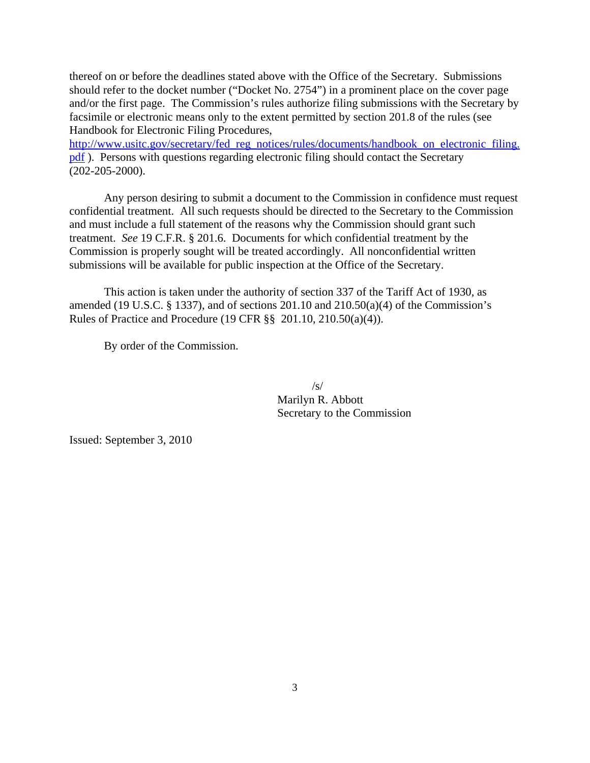thereof on or before the deadlines stated above with the Office of the Secretary. Submissions should refer to the docket number ("Docket No. 2754") in a prominent place on the cover page and/or the first page. The Commission's rules authorize filing submissions with the Secretary by facsimile or electronic means only to the extent permitted by section 201.8 of the rules (see Handbook for Electronic Filing Procedures, http://www.usitc.gov/secretary/fed_reg_notices/rules/documents/handbook_on_electronic_filing.pdf ). Persons with questions regarding electronic filing should contact the Secretary (202-205-2000).

Any person desiring to submit a document to the Commission in confidence must request confidential treatment. All such requests should be directed to the Secretary to the Commission and must include a full statement of the reasons why the Commission should grant such treatment. *See* 19 C.F.R. § 201.6. Documents for which confidential treatment by the Commission is properly sought will be treated accordingly. All nonconfidential written submissions will be available for public inspection at the Office of the Secretary.

This action is taken under the authority of section 337 of the Tariff Act of 1930, as amended (19 U.S.C. § 1337), and of sections 201.10 and 210.50(a)(4) of the Commission's Rules of Practice and Procedure (19 CFR §§ 201.10, 210.50(a)(4)).

By order of the Commission.

/s/
Marilyn R. Abbott
Secretary to the Commission

Issued: September 3, 2010